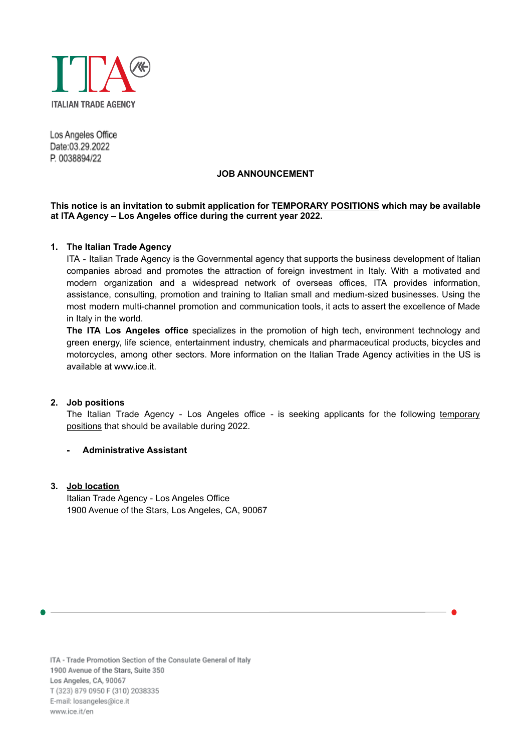ITALIAN TRADE AGENCY

Los Angeles Office
Date:03.29.2022
P. 0038894/22

# JOB ANNOUNCEMENT

**This notice is an invitation to submit application for TEMPORARY POSITIONS which may be available at ITA Agency – Los Angeles office during the current year 2022.**

1. **The Italian Trade Agency**
   ITA - Italian Trade Agency is the Governmental agency that supports the business development of Italian companies abroad and promotes the attraction of foreign investment in Italy. With a motivated and modern organization and a widespread network of overseas offices, ITA provides information, assistance, consulting, promotion and training to Italian small and medium-sized businesses. Using the most modern multi-channel promotion and communication tools, it acts to assert the excellence of Made in Italy in the world.
   **The ITA Los Angeles office** specializes in the promotion of high tech, environment technology and green energy, life science, entertainment industry, chemicals and pharmaceutical products, bicycles and motorcycles, among other sectors. More information on the Italian Trade Agency activities in the US is available at www.ice.it.

2. **Job positions**
   The Italian Trade Agency - Los Angeles office - is seeking applicants for the following temporary positions that should be available during 2022.

   - **Administrative Assistant**

3. **Job location**
   Italian Trade Agency - Los Angeles Office
   1900 Avenue of the Stars, Los Angeles, CA, 90067

ITA - Trade Promotion Section of the Consulate General of Italy
1900 Avenue of the Stars, Suite 350
Los Angeles, CA, 90067
T (323) 879 0950 F (310) 2038335
E-mail: losangeles@ice.it
www.ice.it/en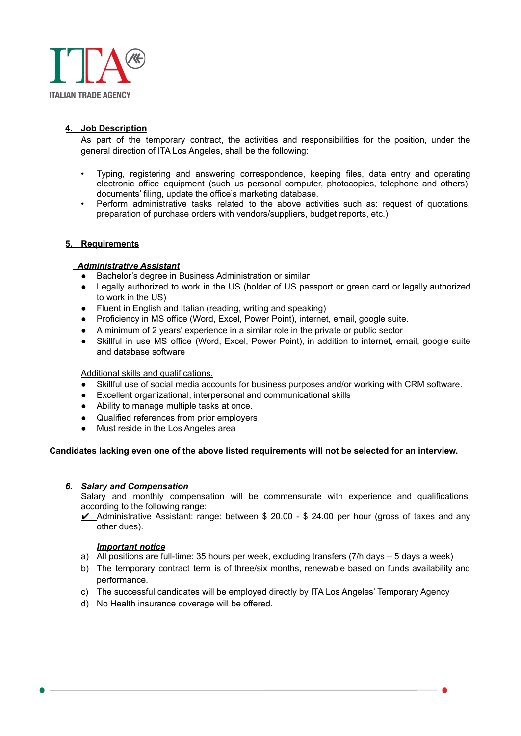## 4. Job Description

As part of the temporary contract, the activities and responsibilities for the position, under the general direction of ITA Los Angeles, shall be the following:

- Typing, registering and answering correspondence, keeping files, data entry and operating electronic office equipment (such us personal computer, photocopies, telephone and others), documents' filing, update the office's marketing database.
- Perform administrative tasks related to the above activities such as: request of quotations, preparation of purchase orders with vendors/suppliers, budget reports, etc.)

## 5. Requirements

***Administrative Assistant***

- Bachelor's degree in Business Administration or similar
- Legally authorized to work in the US (holder of US passport or green card or legally authorized to work in the US)
- Fluent in English and Italian (reading, writing and speaking)
- Proficiency in MS office (Word, Excel, Power Point), internet, email, google suite.
- A minimum of 2 years' experience in a similar role in the private or public sector
- Skillful in use MS office (Word, Excel, Power Point), in addition to internet, email, google suite and database software

Additional skills and qualifications.

- Skillful use of social media accounts for business purposes and/or working with CRM software.
- Excellent organizational, interpersonal and communicational skills
- Ability to manage multiple tasks at once.
- Qualified references from prior employers
- Must reside in the Los Angeles area

**Candidates lacking even one of the above listed requirements will not be selected for an interview.**

## *6. Salary and Compensation*

Salary and monthly compensation will be commensurate with experience and qualifications, according to the following range:

✔ Administrative Assistant: range: between $ 20.00 - $ 24.00 per hour (gross of taxes and any other dues).

***Important notice***

a) All positions are full-time: 35 hours per week, excluding transfers (7/h days – 5 days a week)
b) The temporary contract term is of three/six months, renewable based on funds availability and performance.
c) The successful candidates will be employed directly by ITA Los Angeles' Temporary Agency
d) No Health insurance coverage will be offered.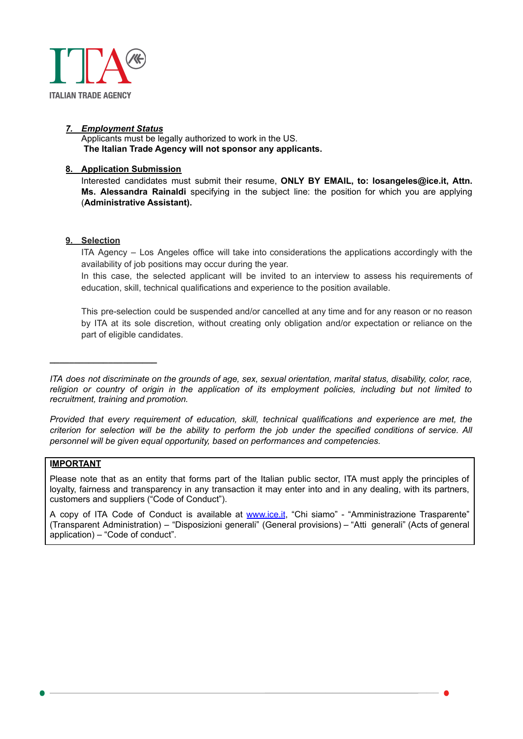## 7. *Employment Status*

Applicants must be legally authorized to work in the US.
**The Italian Trade Agency will not sponsor any applicants.**

## 8. Application Submission

Interested candidates must submit their resume, **ONLY BY EMAIL, to: losangeles@ice.it, Attn. Ms. Alessandra Rainaldi** specifying in the subject line: the position for which you are applying (**Administrative Assistant).**

## 9. Selection

ITA Agency – Los Angeles office will take into considerations the applications accordingly with the availability of job positions may occur during the year.
In this case, the selected applicant will be invited to an interview to assess his requirements of education, skill, technical qualifications and experience to the position available.

This pre-selection could be suspended and/or cancelled at any time and for any reason or no reason by ITA at its sole discretion, without creating only obligation and/or expectation or reliance on the part of eligible candidates.

---

*ITA does not discriminate on the grounds of age, sex, sexual orientation, marital status, disability, color, race, religion or country of origin in the application of its employment policies, including but not limited to recruitment, training and promotion.*

*Provided that every requirement of education, skill, technical qualifications and experience are met, the criterion for selection will be the ability to perform the job under the specified conditions of service. All personnel will be given equal opportunity, based on performances and competencies.*

**IMPORTANT**

Please note that as an entity that forms part of the Italian public sector, ITA must apply the principles of loyalty, fairness and transparency in any transaction it may enter into and in any dealing, with its partners, customers and suppliers ("Code of Conduct").

A copy of ITA Code of Conduct is available at www.ice.it, "Chi siamo" - "Amministrazione Trasparente" (Transparent Administration) – "Disposizioni generali" (General provisions) – "Atti generali" (Acts of general application) – "Code of conduct".